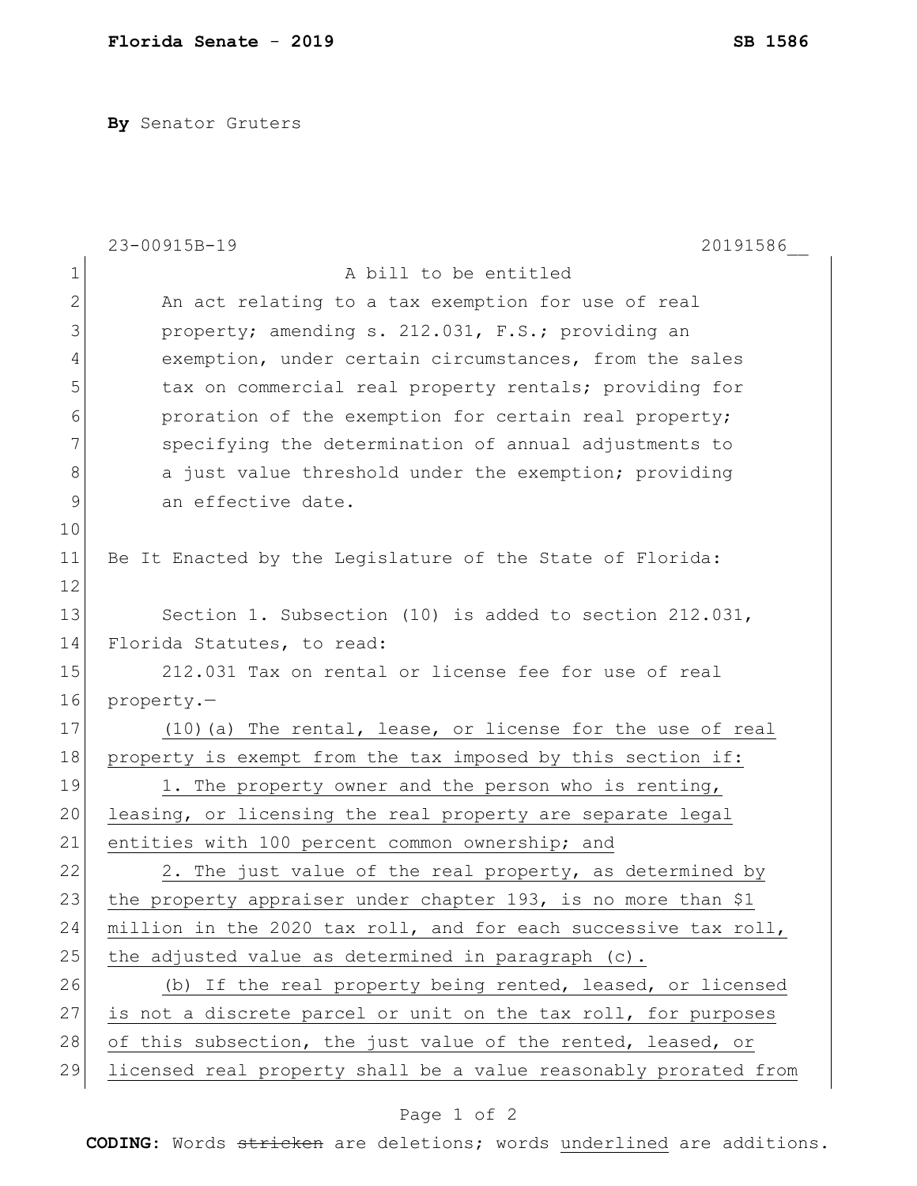**Florida Senate - 2019** **SB 1586**

**By** Senator Gruters

23-00915B-19 20191586__

A bill to be entitled

An act relating to a tax exemption for use of real property; amending s. 212.031, F.S.; providing an exemption, under certain circumstances, from the sales tax on commercial real property rentals; providing for proration of the exemption for certain real property; specifying the determination of annual adjustments to a just value threshold under the exemption; providing an effective date.

Be It Enacted by the Legislature of the State of Florida:

Section 1. Subsection (10) is added to section 212.031, Florida Statutes, to read:

212.031 Tax on rental or license fee for use of real property.—

<u>(10)(a) The rental, lease, or license for the use of real property is exempt from the tax imposed by this section if:</u>

<u>1. The property owner and the person who is renting, leasing, or licensing the real property are separate legal entities with 100 percent common ownership; and</u>

<u>2. The just value of the real property, as determined by the property appraiser under chapter 193, is no more than $1 million in the 2020 tax roll, and for each successive tax roll, the adjusted value as determined in paragraph (c).</u>

<u>(b) If the real property being rented, leased, or licensed is not a discrete parcel or unit on the tax roll, for purposes of this subsection, the just value of the rented, leased, or licensed real property shall be a value reasonably prorated from</u>

**CODING:** Words ~~stricken~~ are deletions; words <u>underlined</u> are additions.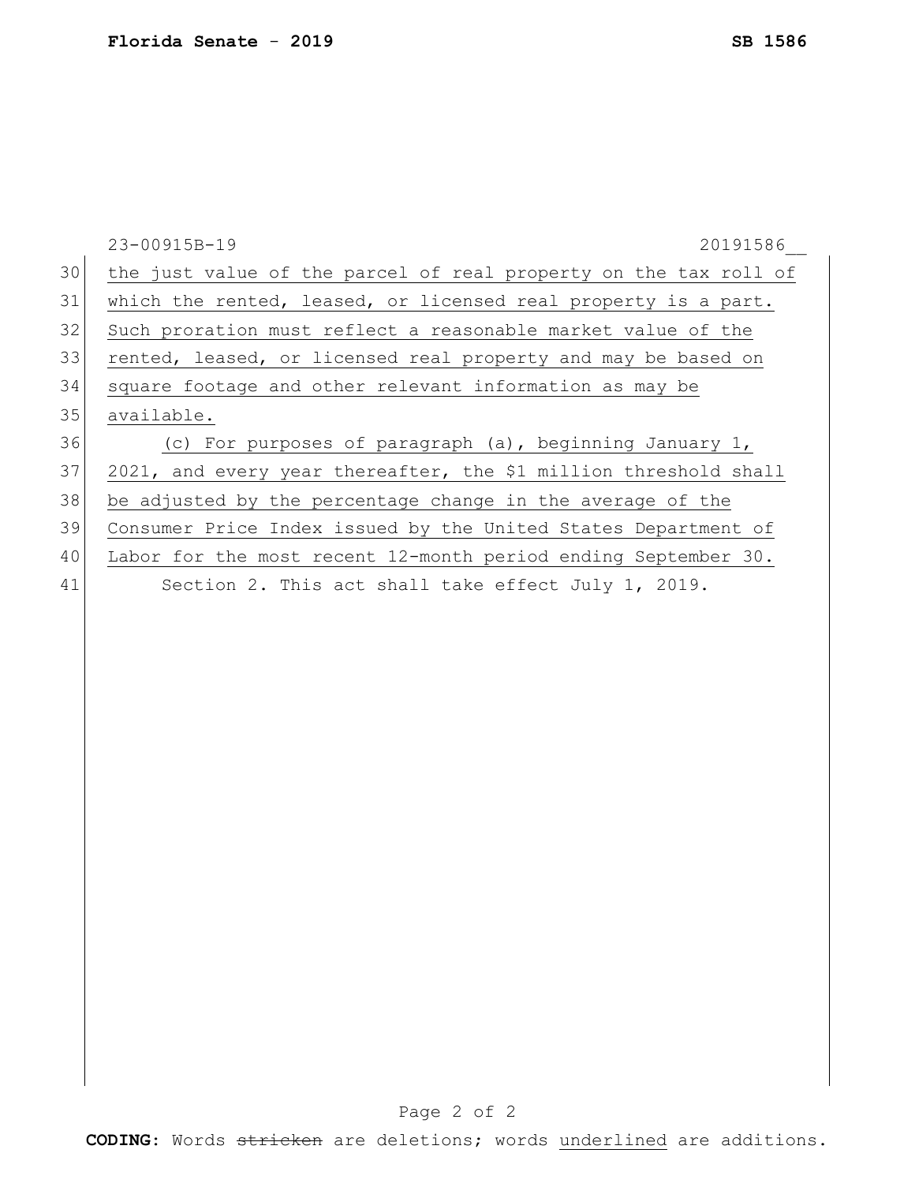23-00915B-19 20191586__

the just value of the parcel of real property on the tax roll of which the rented, leased, or licensed real property is a part. Such proration must reflect a reasonable market value of the rented, leased, or licensed real property and may be based on square footage and other relevant information as may be available.

(c) For purposes of paragraph (a), beginning January 1, 2021, and every year thereafter, the $1 million threshold shall be adjusted by the percentage change in the average of the Consumer Price Index issued by the United States Department of Labor for the most recent 12-month period ending September 30.

Section 2. This act shall take effect July 1, 2019.

**CODING:** Words ~~stricken~~ are deletions; words underlined are additions.